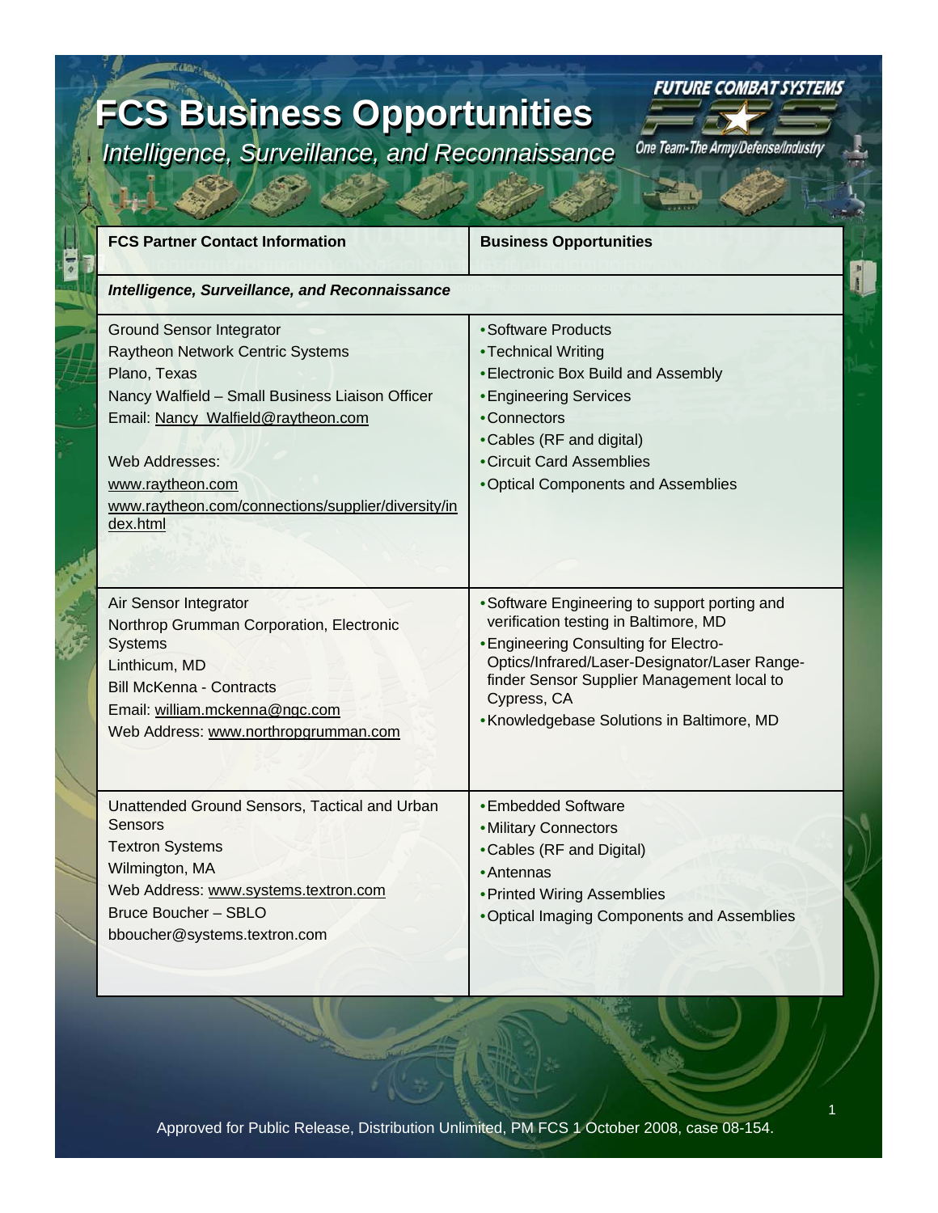# FCS Business Opportunities

*Intelligence, Surveillance, and Reconnaissance*

FUTURE COMBAT SYSTEMS

One Team-The Army/Defense/Industry

| FCS Partner Contact Information | Business Opportunities |
|---|---|
| ***Intelligence, Surveillance, and Reconnaissance*** | |
| Ground Sensor Integrator<br>Raytheon Network Centric Systems<br>Plano, Texas<br>Nancy Walfield – Small Business Liaison Officer<br>Email: Nancy_Walfield@raytheon.com<br><br>Web Addresses:<br>www.raytheon.com<br>www.raytheon.com/connections/supplier/diversity/index.html | • Software Products<br>• Technical Writing<br>• Electronic Box Build and Assembly<br>• Engineering Services<br>• Connectors<br>• Cables (RF and digital)<br>• Circuit Card Assemblies<br>• Optical Components and Assemblies |
| Air Sensor Integrator<br>Northrop Grumman Corporation, Electronic Systems<br>Linthicum, MD<br>Bill McKenna - Contracts<br>Email: william.mckenna@ngc.com<br>Web Address: www.northropgrumman.com | • Software Engineering to support porting and verification testing in Baltimore, MD<br>• Engineering Consulting for Electro-Optics/Infrared/Laser-Designator/Laser Range-finder Sensor Supplier Management local to Cypress, CA<br>• Knowledgebase Solutions in Baltimore, MD |
| Unattended Ground Sensors, Tactical and Urban Sensors<br>Textron Systems<br>Wilmington, MA<br>Web Address: www.systems.textron.com<br>Bruce Boucher – SBLO<br>bboucher@systems.textron.com | • Embedded Software<br>• Military Connectors<br>• Cables (RF and Digital)<br>• Antennas<br>• Printed Wiring Assemblies<br>• Optical Imaging Components and Assemblies |

Approved for Public Release, Distribution Unlimited, PM FCS 1 October 2008, case 08-154.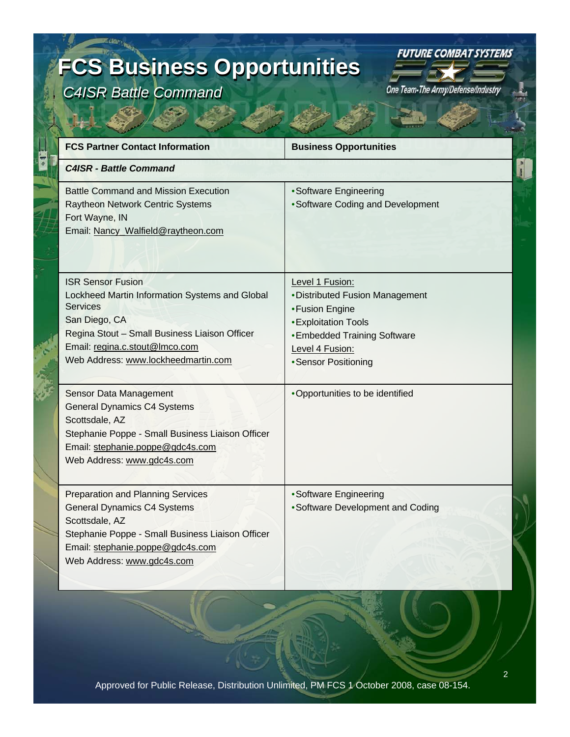# FCS Business Opportunities

*C4ISR Battle Command*

FUTURE COMBAT SYSTEMS

One Team-The Army/Defense/Industry

| FCS Partner Contact Information | Business Opportunities |
|---|---|
| ***C4ISR - Battle Command*** | |
| Battle Command and Mission Execution<br>Raytheon Network Centric Systems<br>Fort Wayne, IN<br>Email: Nancy_Walfield@raytheon.com | • Software Engineering<br>• Software Coding and Development |
| ISR Sensor Fusion<br>Lockheed Martin Information Systems and Global Services<br>San Diego, CA<br>Regina Stout – Small Business Liaison Officer<br>Email: regina.c.stout@lmco.com<br>Web Address: www.lockheedmartin.com | Level 1 Fusion:<br>• Distributed Fusion Management<br>• Fusion Engine<br>• Exploitation Tools<br>• Embedded Training Software<br>Level 4 Fusion:<br>• Sensor Positioning |
| Sensor Data Management<br>General Dynamics C4 Systems<br>Scottsdale, AZ<br>Stephanie Poppe - Small Business Liaison Officer<br>Email: stephanie.poppe@gdc4s.com<br>Web Address: www.gdc4s.com | • Opportunities to be identified |
| Preparation and Planning Services<br>General Dynamics C4 Systems<br>Scottsdale, AZ<br>Stephanie Poppe - Small Business Liaison Officer<br>Email: stephanie.poppe@gdc4s.com<br>Web Address: www.gdc4s.com | • Software Engineering<br>• Software Development and Coding |

Approved for Public Release, Distribution Unlimited, PM FCS 1 October 2008, case 08-154.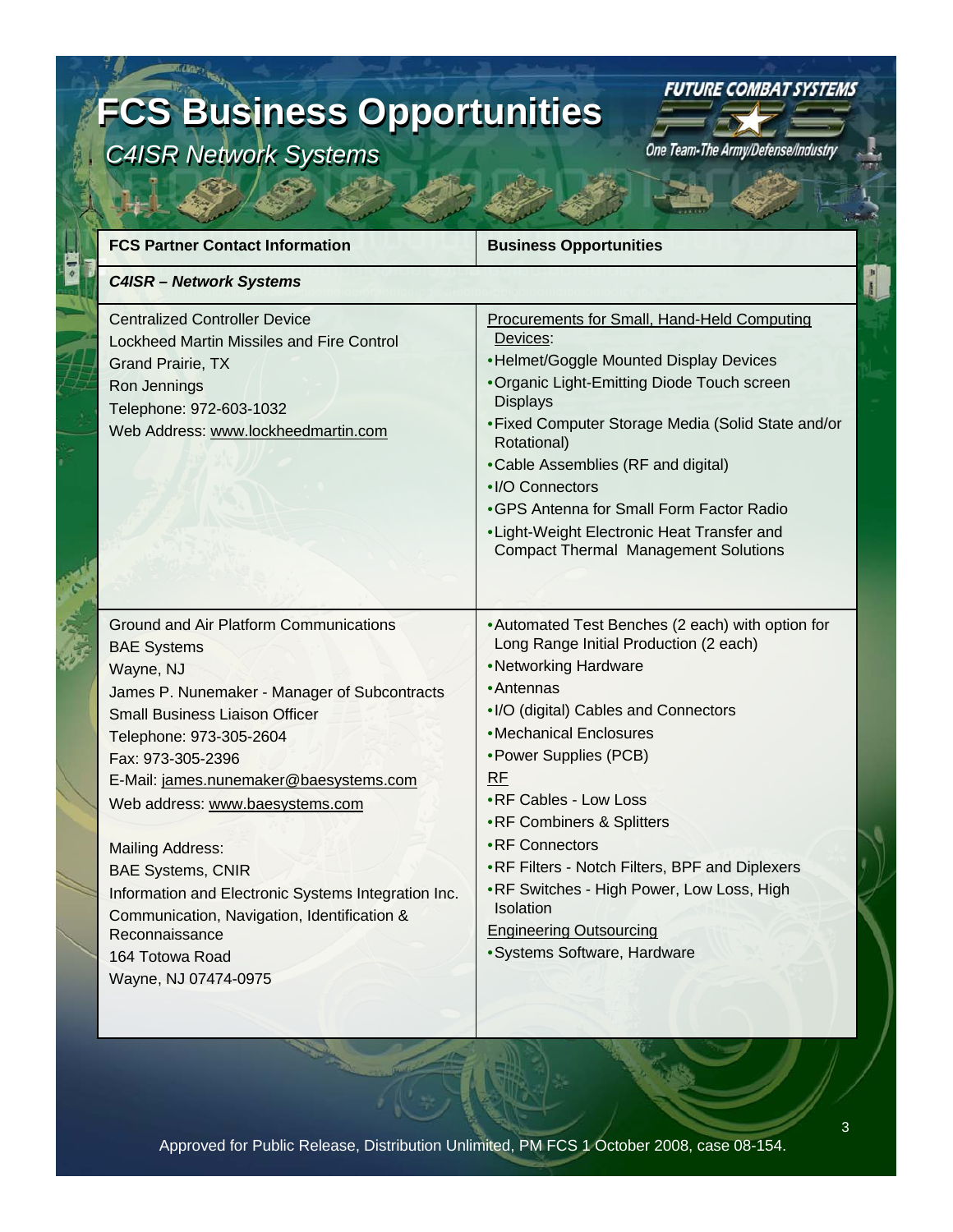# FCS Business Opportunities

*C4ISR Network Systems*

FUTURE COMBAT SYSTEMS

One Team-The Army/Defense/Industry

| FCS Partner Contact Information | Business Opportunities |
|---|---|
| ***C4ISR – Network Systems*** | |
| Centralized Controller Device<br>Lockheed Martin Missiles and Fire Control<br>Grand Prairie, TX<br>Ron Jennings<br>Telephone: 972-603-1032<br>Web Address: www.lockheedmartin.com | Procurements for Small, Hand-Held Computing Devices:<br>• Helmet/Goggle Mounted Display Devices<br>• Organic Light-Emitting Diode Touch screen Displays<br>• Fixed Computer Storage Media (Solid State and/or Rotational)<br>• Cable Assemblies (RF and digital)<br>• I/O Connectors<br>• GPS Antenna for Small Form Factor Radio<br>• Light-Weight Electronic Heat Transfer and Compact Thermal Management Solutions |
| Ground and Air Platform Communications<br>BAE Systems<br>Wayne, NJ<br>James P. Nunemaker - Manager of Subcontracts<br>Small Business Liaison Officer<br>Telephone: 973-305-2604<br>Fax: 973-305-2396<br>E-Mail: james.nunemaker@baesystems.com<br>Web address: www.baesystems.com<br><br>Mailing Address:<br>BAE Systems, CNIR<br>Information and Electronic Systems Integration Inc.<br>Communication, Navigation, Identification & Reconnaissance<br>164 Totowa Road<br>Wayne, NJ 07474-0975 | • Automated Test Benches (2 each) with option for Long Range Initial Production (2 each)<br>• Networking Hardware<br>• Antennas<br>• I/O (digital) Cables and Connectors<br>• Mechanical Enclosures<br>• Power Supplies (PCB)<br>RF<br>• RF Cables - Low Loss<br>• RF Combiners & Splitters<br>• RF Connectors<br>• RF Filters - Notch Filters, BPF and Diplexers<br>• RF Switches - High Power, Low Loss, High Isolation<br>Engineering Outsourcing<br>• Systems Software, Hardware |

Approved for Public Release, Distribution Unlimited, PM FCS 1 October 2008, case 08-154.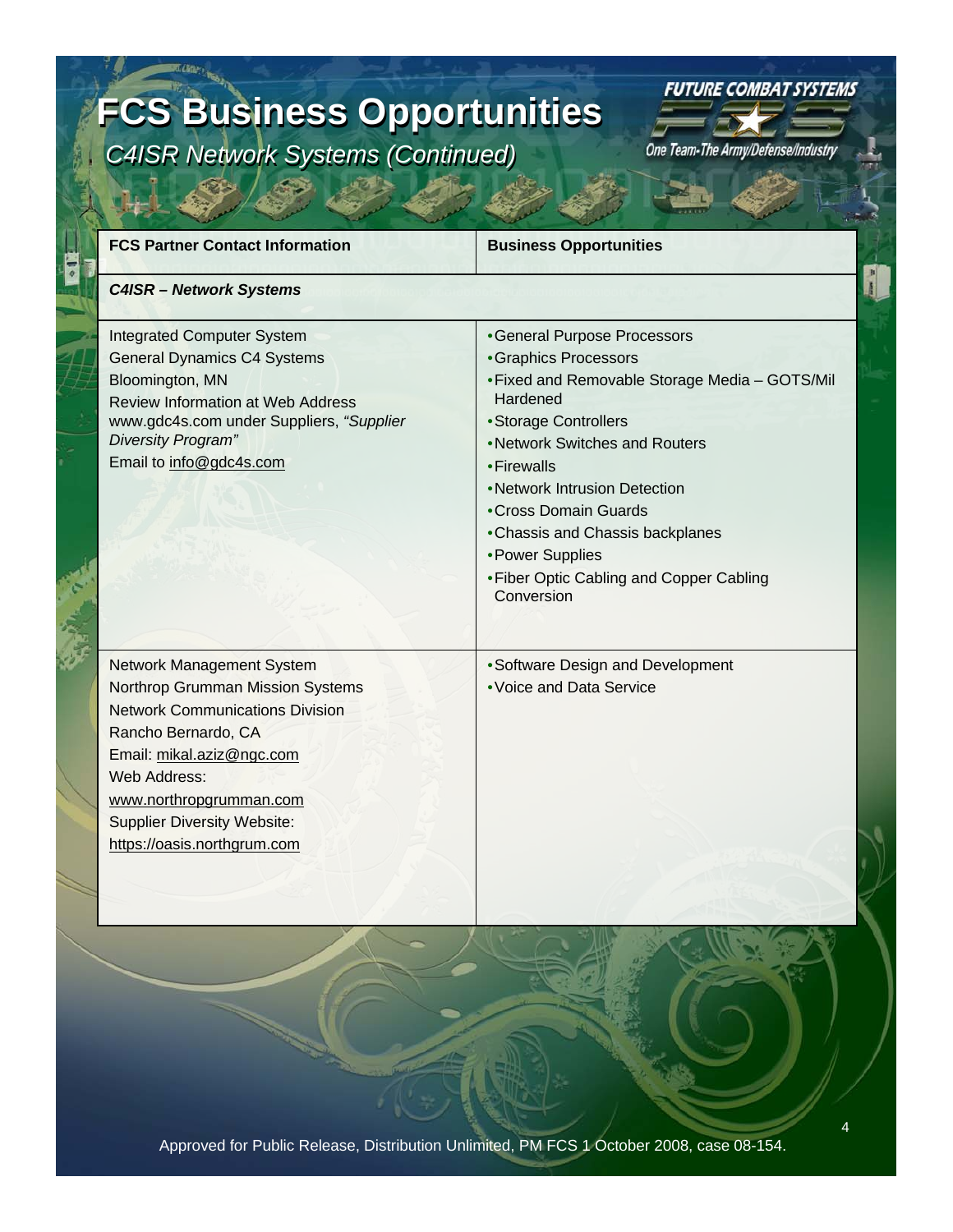# FCS Business Opportunities

*C4ISR Network Systems (Continued)*

| FCS Partner Contact Information | Business Opportunities |
|---|---|
| ***C4ISR – Network Systems*** | |
| Integrated Computer System<br>General Dynamics C4 Systems<br>Bloomington, MN<br>Review Information at Web Address www.gdc4s.com under Suppliers, *"Supplier Diversity Program"*<br>Email to info@gdc4s.com | • General Purpose Processors<br>• Graphics Processors<br>• Fixed and Removable Storage Media – GOTS/Mil Hardened<br>• Storage Controllers<br>• Network Switches and Routers<br>• Firewalls<br>• Network Intrusion Detection<br>• Cross Domain Guards<br>• Chassis and Chassis backplanes<br>• Power Supplies<br>• Fiber Optic Cabling and Copper Cabling Conversion |
| Network Management System<br>Northrop Grumman Mission Systems<br>Network Communications Division<br>Rancho Bernardo, CA<br>Email: mikal.aziz@ngc.com<br>Web Address:<br>www.northropgrumman.com<br>Supplier Diversity Website:<br>https://oasis.northgrum.com | • Software Design and Development<br>• Voice and Data Service |

Approved for Public Release, Distribution Unlimited, PM FCS 1 October 2008, case 08-154.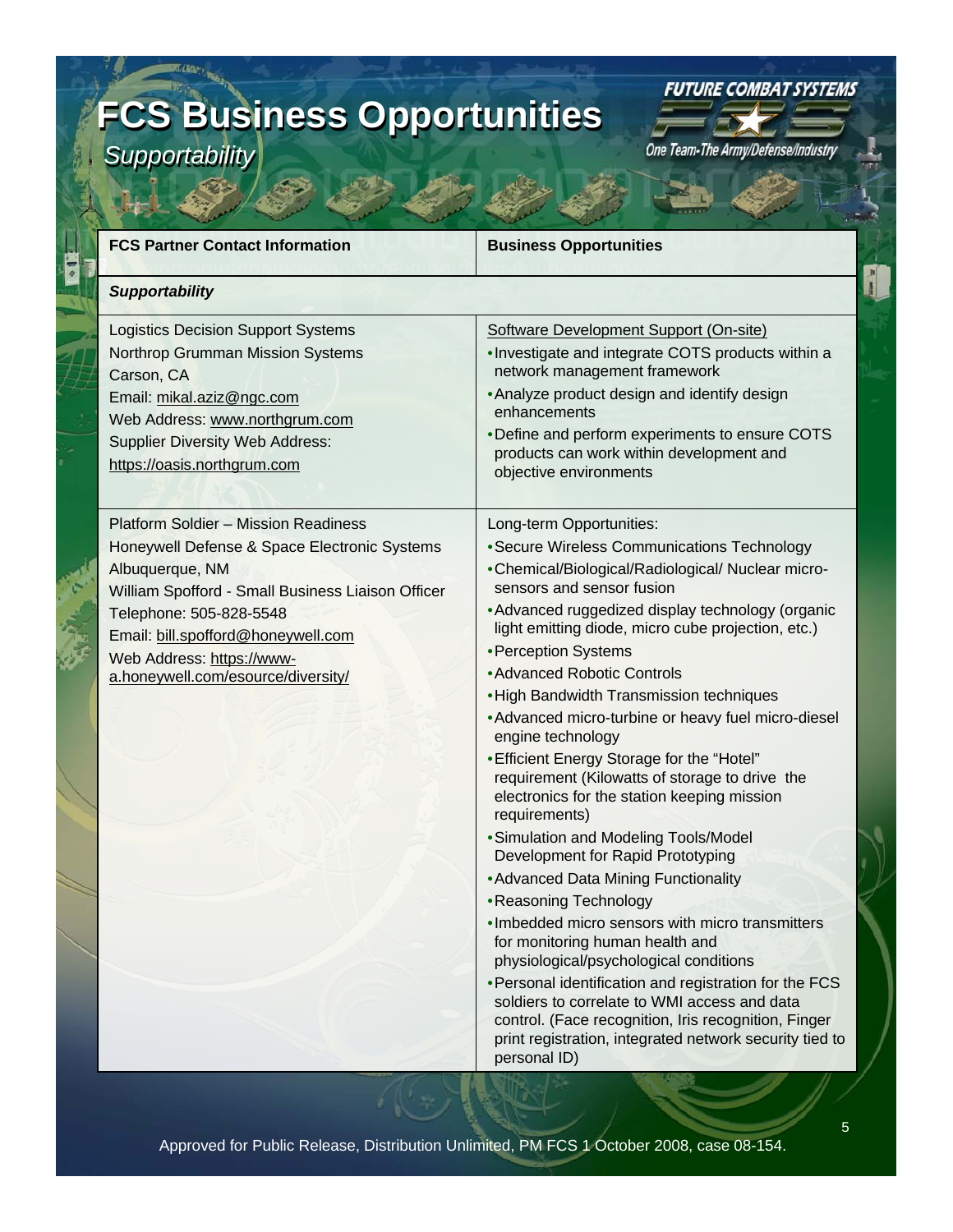# FCS Business Opportunities

*Supportability*

FUTURE COMBAT SYSTEMS
One Team-The Army/Defense/Industry

| FCS Partner Contact Information | Business Opportunities |
|---|---|
| ***Supportability*** | |
| Logistics Decision Support Systems<br>Northrop Grumman Mission Systems<br>Carson, CA<br>Email: mikal.aziz@ngc.com<br>Web Address: www.northgrum.com<br>Supplier Diversity Web Address:<br>https://oasis.northgrum.com | Software Development Support (On-site)<br>• Investigate and integrate COTS products within a network management framework<br>• Analyze product design and identify design enhancements<br>• Define and perform experiments to ensure COTS products can work within development and objective environments |
| Platform Soldier – Mission Readiness<br>Honeywell Defense & Space Electronic Systems<br>Albuquerque, NM<br>William Spofford - Small Business Liaison Officer<br>Telephone: 505-828-5548<br>Email: bill.spofford@honeywell.com<br>Web Address: https://www-a.honeywell.com/esource/diversity/ | Long-term Opportunities:<br>• Secure Wireless Communications Technology<br>• Chemical/Biological/Radiological/ Nuclear micro-sensors and sensor fusion<br>• Advanced ruggedized display technology (organic light emitting diode, micro cube projection, etc.)<br>• Perception Systems<br>• Advanced Robotic Controls<br>• High Bandwidth Transmission techniques<br>• Advanced micro-turbine or heavy fuel micro-diesel engine technology<br>• Efficient Energy Storage for the "Hotel" requirement (Kilowatts of storage to drive the electronics for the station keeping mission requirements)<br>• Simulation and Modeling Tools/Model Development for Rapid Prototyping<br>• Advanced Data Mining Functionality<br>• Reasoning Technology<br>• Imbedded micro sensors with micro transmitters for monitoring human health and physiological/psychological conditions<br>• Personal identification and registration for the FCS soldiers to correlate to WMI access and data control. (Face recognition, Iris recognition, Finger print registration, integrated network security tied to personal ID) |

Approved for Public Release, Distribution Unlimited, PM FCS 1 October 2008, case 08-154.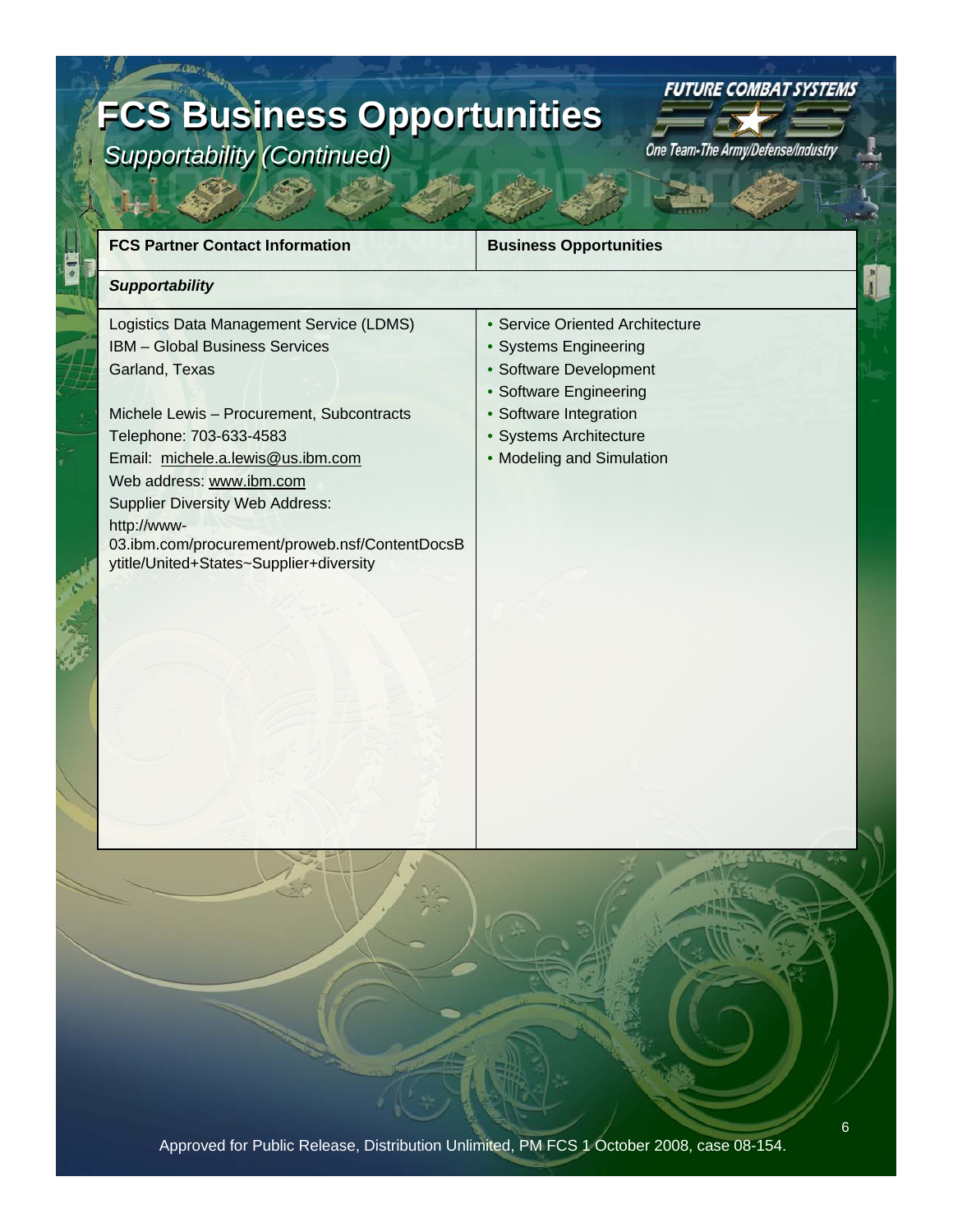# FCS Business Opportunities

*Supportability (Continued)*

| FCS Partner Contact Information | Business Opportunities |
|---|---|
| ***Supportability*** | |
| Logistics Data Management Service (LDMS)<br>IBM – Global Business Services<br>Garland, Texas<br><br>Michele Lewis – Procurement, Subcontracts<br>Telephone: 703-633-4583<br>Email: michele.a.lewis@us.ibm.com<br>Web address: www.ibm.com<br>Supplier Diversity Web Address:<br>http://www-03.ibm.com/procurement/proweb.nsf/ContentDocsBytitle/United+States~Supplier+diversity | • Service Oriented Architecture<br>• Systems Engineering<br>• Software Development<br>• Software Engineering<br>• Software Integration<br>• Systems Architecture<br>• Modeling and Simulation |

Approved for Public Release, Distribution Unlimited, PM FCS 1 October 2008, case 08-154.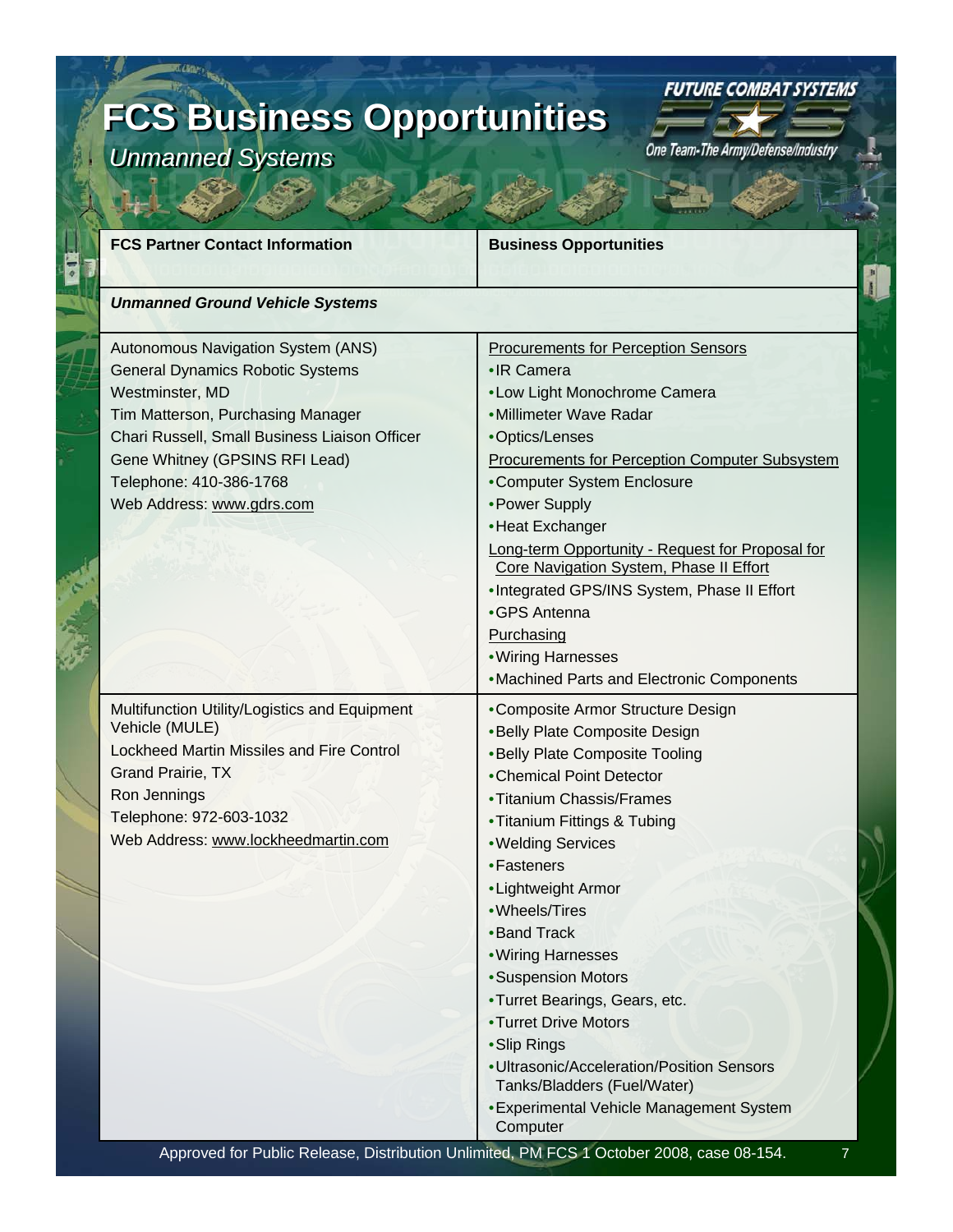# FCS Business Opportunities

*Unmanned Systems*

| FCS Partner Contact Information | Business Opportunities |
|---|---|
| ***Unmanned Ground Vehicle Systems*** | |
| Autonomous Navigation System (ANS)<br>General Dynamics Robotic Systems<br>Westminster, MD<br>Tim Matterson, Purchasing Manager<br>Chari Russell, Small Business Liaison Officer<br>Gene Whitney (GPSINS RFI Lead)<br>Telephone: 410-386-1768<br>Web Address: www.gdrs.com | Procurements for Perception Sensors<br>• IR Camera<br>• Low Light Monochrome Camera<br>• Millimeter Wave Radar<br>• Optics/Lenses<br>Procurements for Perception Computer Subsystem<br>• Computer System Enclosure<br>• Power Supply<br>• Heat Exchanger<br>Long-term Opportunity - Request for Proposal for Core Navigation System, Phase II Effort<br>• Integrated GPS/INS System, Phase II Effort<br>• GPS Antenna<br>Purchasing<br>• Wiring Harnesses<br>• Machined Parts and Electronic Components |
| Multifunction Utility/Logistics and Equipment Vehicle (MULE)<br>Lockheed Martin Missiles and Fire Control<br>Grand Prairie, TX<br>Ron Jennings<br>Telephone: 972-603-1032<br>Web Address: www.lockheedmartin.com | • Composite Armor Structure Design<br>• Belly Plate Composite Design<br>• Belly Plate Composite Tooling<br>• Chemical Point Detector<br>• Titanium Chassis/Frames<br>• Titanium Fittings & Tubing<br>• Welding Services<br>• Fasteners<br>• Lightweight Armor<br>• Wheels/Tires<br>• Band Track<br>• Wiring Harnesses<br>• Suspension Motors<br>• Turret Bearings, Gears, etc.<br>• Turret Drive Motors<br>• Slip Rings<br>• Ultrasonic/Acceleration/Position Sensors Tanks/Bladders (Fuel/Water)<br>• Experimental Vehicle Management System Computer |

Approved for Public Release, Distribution Unlimited, PM FCS 1 October 2008, case 08-154.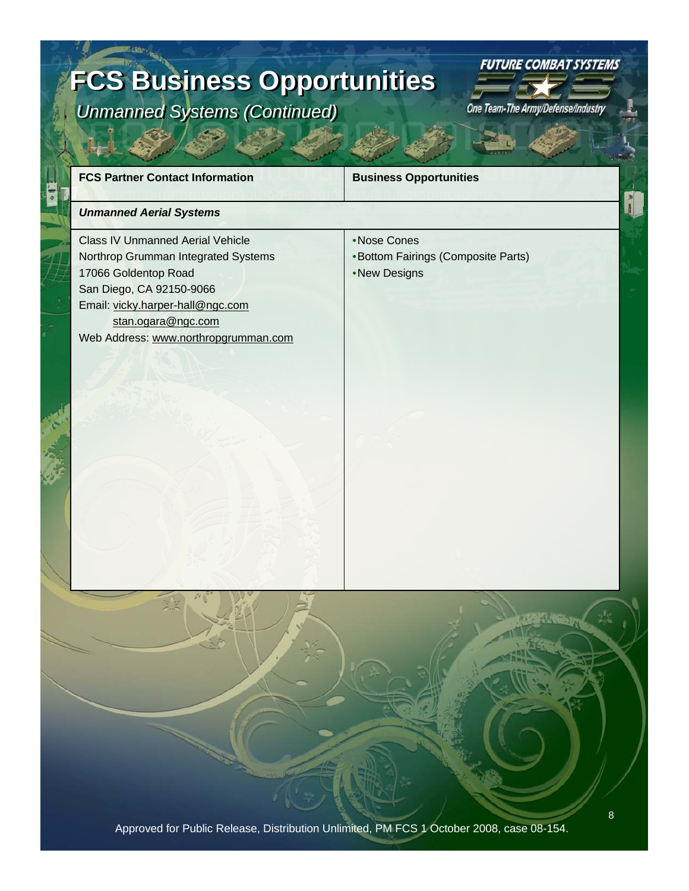# FCS Business Opportunities

*Unmanned Systems (Continued)*

| FCS Partner Contact Information | Business Opportunities |
|---|---|
| ***Unmanned Aerial Systems*** | |
| Class IV Unmanned Aerial Vehicle<br>Northrop Grumman Integrated Systems<br>17066 Goldentop Road<br>San Diego, CA 92150-9066<br>Email: vicky.harper-hall@ngc.com<br>stan.ogara@ngc.com<br>Web Address: www.northropgrumman.com | • Nose Cones<br>• Bottom Fairings (Composite Parts)<br>• New Designs |

Approved for Public Release, Distribution Unlimited, PM FCS 1 October 2008, case 08-154.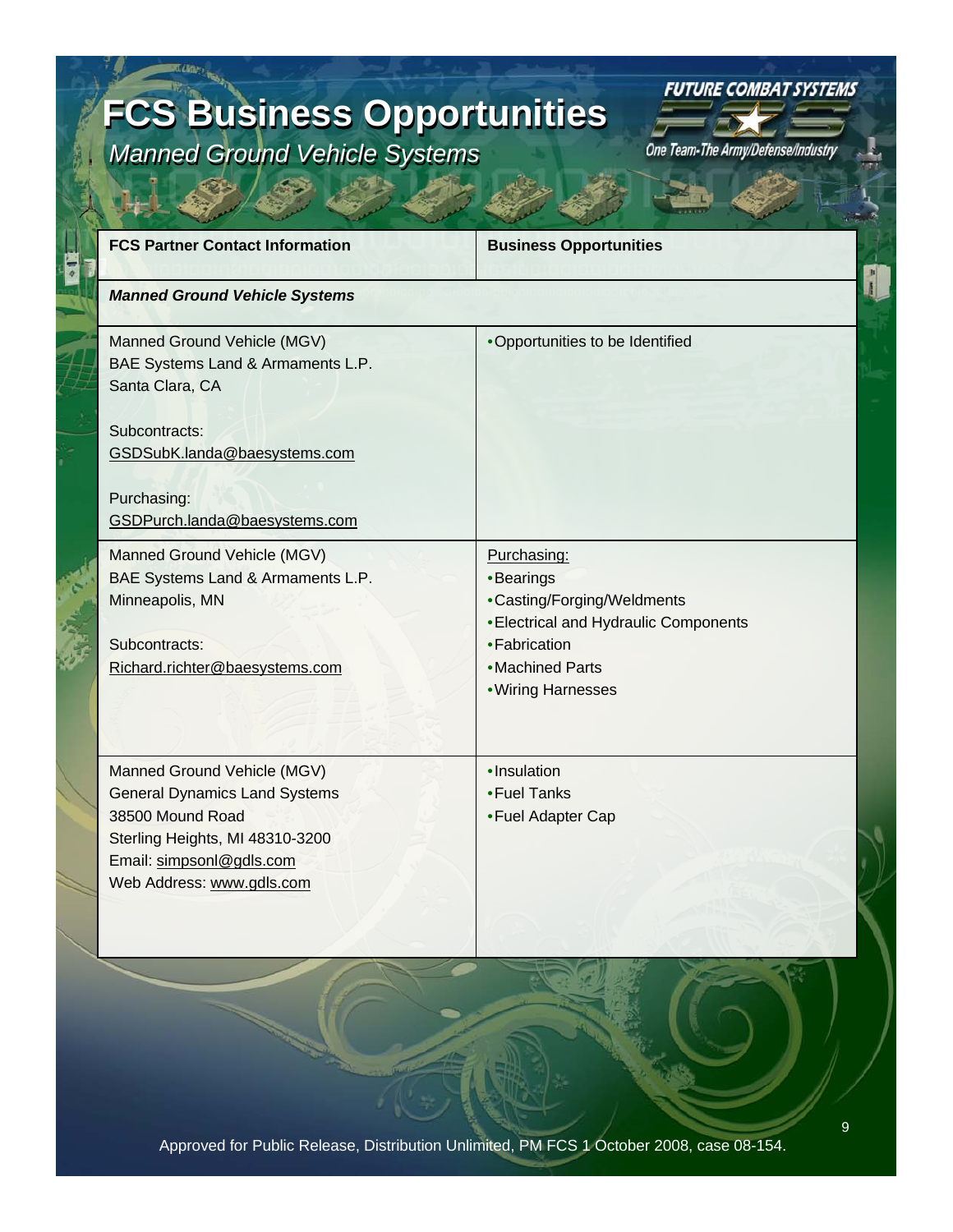# FCS Business Opportunities

*Manned Ground Vehicle Systems*

FUTURE COMBAT SYSTEMS

One Team-The Army/Defense/Industry

| FCS Partner Contact Information | Business Opportunities |
|---|---|
| ***Manned Ground Vehicle Systems*** | |
| Manned Ground Vehicle (MGV)<br>BAE Systems Land & Armaments L.P.<br>Santa Clara, CA<br><br>Subcontracts:<br>GSDSubK.landa@baesystems.com<br><br>Purchasing:<br>GSDPurch.landa@baesystems.com | • Opportunities to be Identified |
| Manned Ground Vehicle (MGV)<br>BAE Systems Land & Armaments L.P.<br>Minneapolis, MN<br><br>Subcontracts:<br>Richard.richter@baesystems.com | Purchasing:<br>• Bearings<br>• Casting/Forging/Weldments<br>• Electrical and Hydraulic Components<br>• Fabrication<br>• Machined Parts<br>• Wiring Harnesses |
| Manned Ground Vehicle (MGV)<br>General Dynamics Land Systems<br>38500 Mound Road<br>Sterling Heights, MI 48310-3200<br>Email: simpsonl@gdls.com<br>Web Address: www.gdls.com | • Insulation<br>• Fuel Tanks<br>• Fuel Adapter Cap |

Approved for Public Release, Distribution Unlimited, PM FCS 1 October 2008, case 08-154.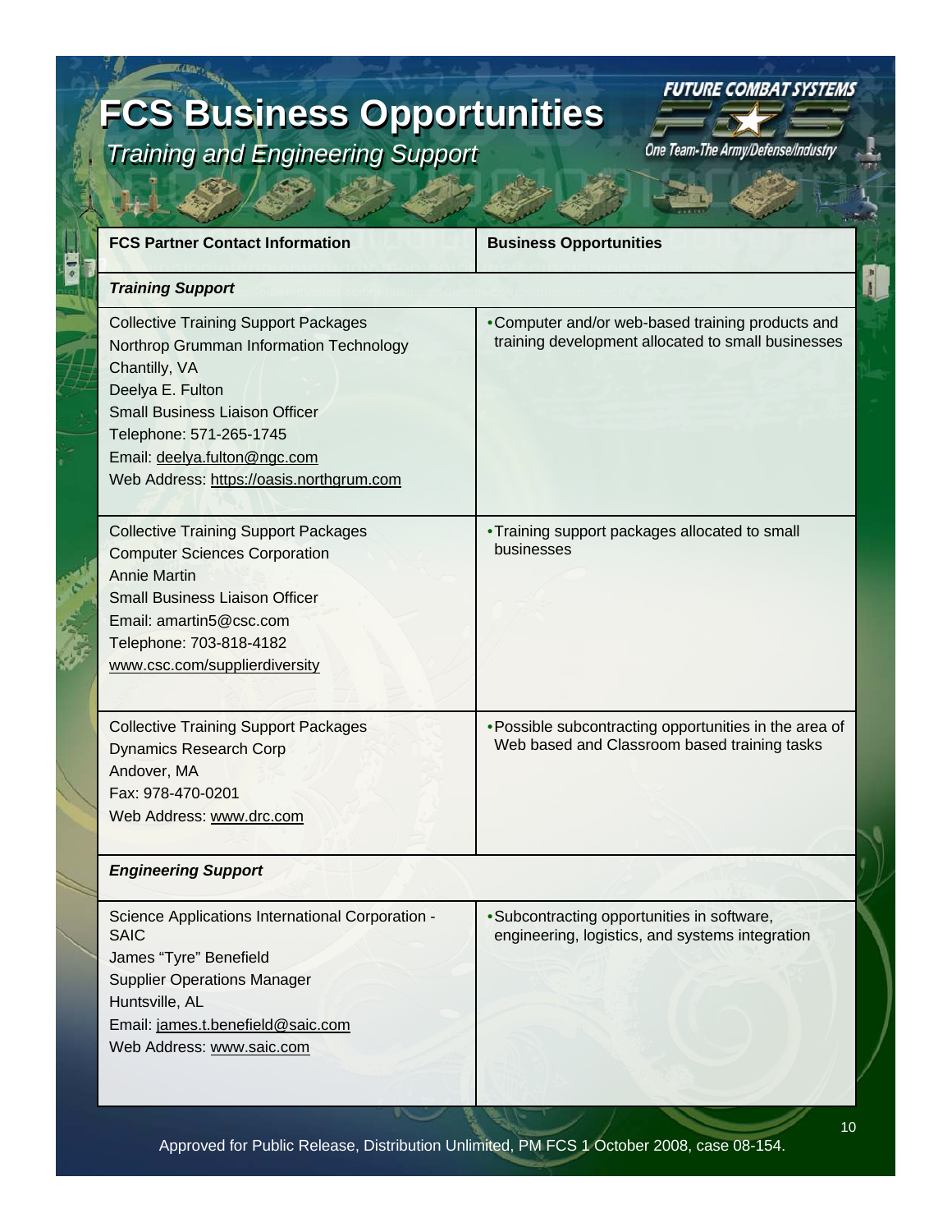# FCS Business Opportunities

*Training and Engineering Support*

| FCS Partner Contact Information | Business Opportunities |
|---|---|
| ***Training Support*** | |
| Collective Training Support Packages<br>Northrop Grumman Information Technology<br>Chantilly, VA<br>Deelya E. Fulton<br>Small Business Liaison Officer<br>Telephone: 571-265-1745<br>Email: deelya.fulton@ngc.com<br>Web Address: https://oasis.northgrum.com | • Computer and/or web-based training products and training development allocated to small businesses |
| Collective Training Support Packages<br>Computer Sciences Corporation<br>Annie Martin<br>Small Business Liaison Officer<br>Email: amartin5@csc.com<br>Telephone: 703-818-4182<br>www.csc.com/supplierdiversity | • Training support packages allocated to small businesses |
| Collective Training Support Packages<br>Dynamics Research Corp<br>Andover, MA<br>Fax: 978-470-0201<br>Web Address: www.drc.com | • Possible subcontracting opportunities in the area of Web based and Classroom based training tasks |
| ***Engineering Support*** | |
| Science Applications International Corporation - SAIC<br>James "Tyre" Benefield<br>Supplier Operations Manager<br>Huntsville, AL<br>Email: james.t.benefield@saic.com<br>Web Address: www.saic.com | • Subcontracting opportunities in software, engineering, logistics, and systems integration |

Approved for Public Release, Distribution Unlimited, PM FCS 1 October 2008, case 08-154.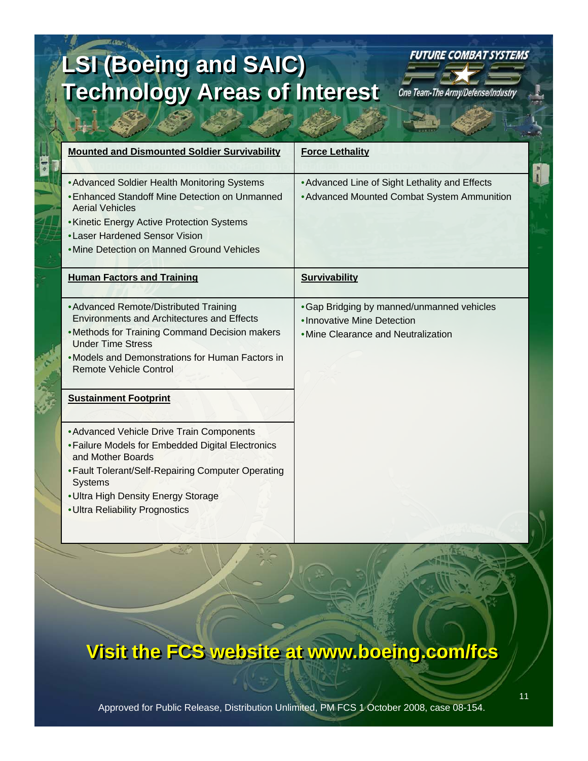# LSI (Boeing and SAIC) Technology Areas of Interest

FUTURE COMBAT SYSTEMS

FCS

One Team-The Army/Defense/Industry

## Mounted and Dismounted Soldier Survivability

- Advanced Soldier Health Monitoring Systems
- Enhanced Standoff Mine Detection on Unmanned Aerial Vehicles
- Kinetic Energy Active Protection Systems
- Laser Hardened Sensor Vision
- Mine Detection on Manned Ground Vehicles

## Force Lethality

- Advanced Line of Sight Lethality and Effects
- Advanced Mounted Combat System Ammunition

## Human Factors and Training

- Advanced Remote/Distributed Training Environments and Architectures and Effects
- Methods for Training Command Decision makers Under Time Stress
- Models and Demonstrations for Human Factors in Remote Vehicle Control

## Survivability

- Gap Bridging by manned/unmanned vehicles
- Innovative Mine Detection
- Mine Clearance and Neutralization

## Sustainment Footprint

- Advanced Vehicle Drive Train Components
- Failure Models for Embedded Digital Electronics and Mother Boards
- Fault Tolerant/Self-Repairing Computer Operating Systems
- Ultra High Density Energy Storage
- Ultra Reliability Prognostics

**Visit the FCS website at www.boeing.com/fcs**

Approved for Public Release, Distribution Unlimited, PM FCS 1 October 2008, case 08-154.